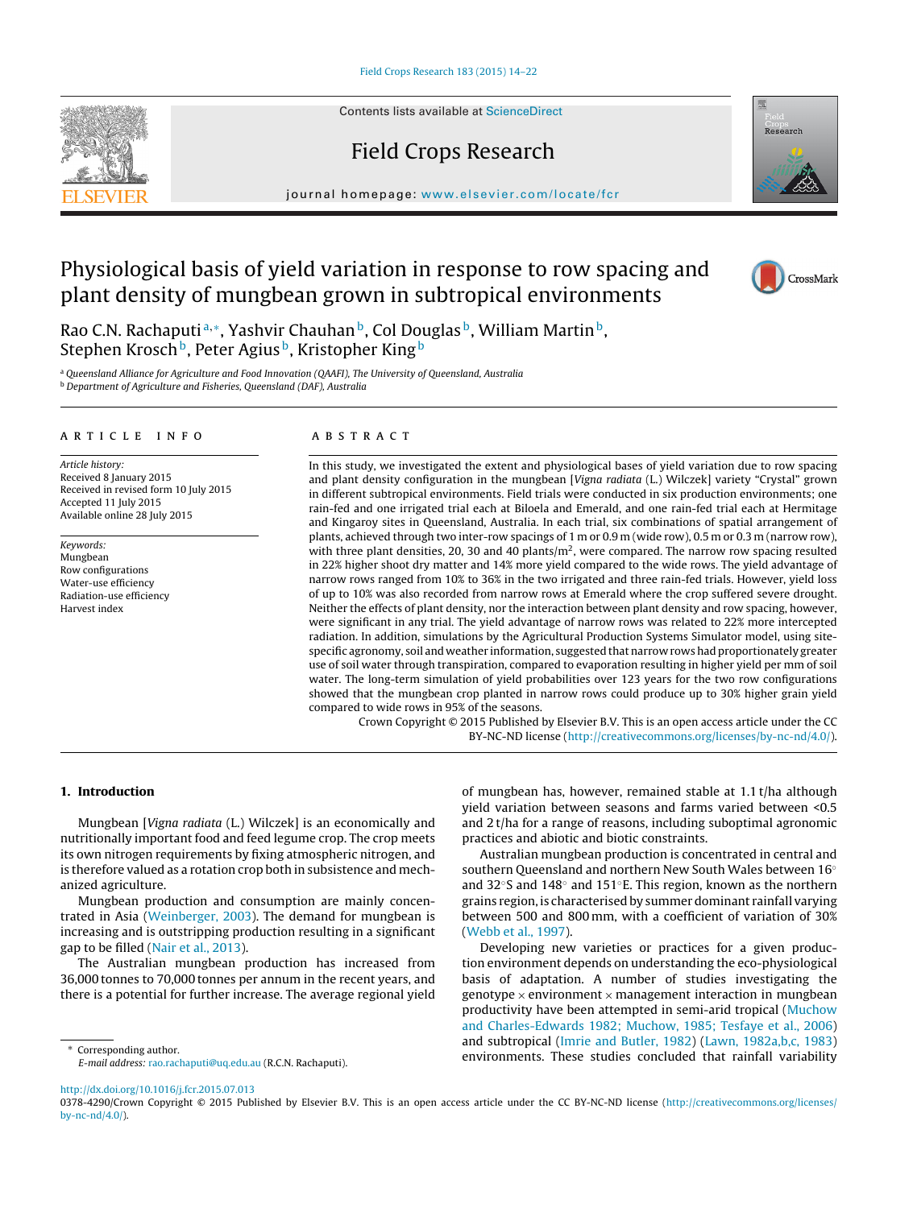# Physiological basis of yield variation in response to row spacing and plant density of mungbean grown in subtropical environments

Rao C.N. Rachaputi[a,*], Yashvir Chauhan[b], Col Douglas[b], William Martin[b], Stephen Krosch[b], Peter Agius[b], Kristopher King[b]

[a] Queensland Alliance for Agriculture and Food Innovation (QAAFI), The University of Queensland, Australia

[b] Department of Agriculture and Fisheries, Queensland (DAF), Australia

## ARTICLE INFO

*Article history:*
Received 8 January 2015
Received in revised form 10 July 2015
Accepted 11 July 2015
Available online 28 July 2015

*Keywords:*
Mungbean
Row configurations
Water-use efficiency
Radiation-use efficiency
Harvest index

## ABSTRACT

In this study, we investigated the extent and physiological bases of yield variation due to row spacing and plant density configuration in the mungbean [*Vigna radiata* (L.) Wilczek] variety "Crystal" grown in different subtropical environments. Field trials were conducted in six production environments; one rain-fed and one irrigated trial each at Biloela and Emerald, and one rain-fed trial each at Hermitage and Kingaroy sites in Queensland, Australia. In each trial, six combinations of spatial arrangement of plants, achieved through two inter-row spacings of 1 m or 0.9 m (wide row), 0.5 m or 0.3 m (narrow row), with three plant densities, 20, 30 and 40 plants/m$^2$, were compared. The narrow row spacing resulted in 22% higher shoot dry matter and 14% more yield compared to the wide rows. The yield advantage of narrow rows ranged from 10% to 36% in the two irrigated and three rain-fed trials. However, yield loss of up to 10% was also recorded from narrow rows at Emerald where the crop suffered severe drought. Neither the effects of plant density, nor the interaction between plant density and row spacing, however, were significant in any trial. The yield advantage of narrow rows was related to 22% more intercepted radiation. In addition, simulations by the Agricultural Production Systems Simulator model, using site-specific agronomy, soil and weather information, suggested that narrow rows had proportionately greater use of soil water through transpiration, compared to evaporation resulting in higher yield per mm of soil water. The long-term simulation of yield probabilities over 123 years for the two row configurations showed that the mungbean crop planted in narrow rows could produce up to 30% higher grain yield compared to wide rows in 95% of the seasons.

Crown Copyright © 2015 Published by Elsevier B.V. This is an open access article under the CC BY-NC-ND license (http://creativecommons.org/licenses/by-nc-nd/4.0/).

## 1. Introduction

Mungbean [*Vigna radiata* (L.) Wilczek] is an economically and nutritionally important food and feed legume crop. The crop meets its own nitrogen requirements by fixing atmospheric nitrogen, and is therefore valued as a rotation crop both in subsistence and mechanized agriculture.

Mungbean production and consumption are mainly concentrated in Asia (Weinberger, 2003). The demand for mungbean is increasing and is outstripping production resulting in a significant gap to be filled (Nair et al., 2013).

The Australian mungbean production has increased from 36,000 tonnes to 70,000 tonnes per annum in the recent years, and there is a potential for further increase. The average regional yield of mungbean has, however, remained stable at 1.1 t/ha although yield variation between seasons and farms varied between <0.5 and 2 t/ha for a range of reasons, including suboptimal agronomic practices and abiotic and biotic constraints.

Australian mungbean production is concentrated in central and southern Queensland and northern New South Wales between 16° and 32°S and 148° and 151°E. This region, known as the northern grains region, is characterised by summer dominant rainfall varying between 500 and 800 mm, with a coefficient of variation of 30% (Webb et al., 1997).

Developing new varieties or practices for a given production environment depends on understanding the eco-physiological basis of adaptation. A number of studies investigating the genotype × environment × management interaction in mungbean productivity have been attempted in semi-arid tropical (Muchow and Charles-Edwards 1982; Muchow, 1985; Tesfaye et al., 2006) and subtropical (Imrie and Butler, 1982) (Lawn, 1982a,b,c, 1983) environments. These studies concluded that rainfall variability

* Corresponding author.
E-mail address: rao.rachaputi@uq.edu.au (R.C.N. Rachaputi).

http://dx.doi.org/10.1016/j.fcr.2015.07.013
0378-4290/Crown Copyright © 2015 Published by Elsevier B.V. This is an open access article under the CC BY-NC-ND license (http://creativecommons.org/licenses/by-nc-nd/4.0/).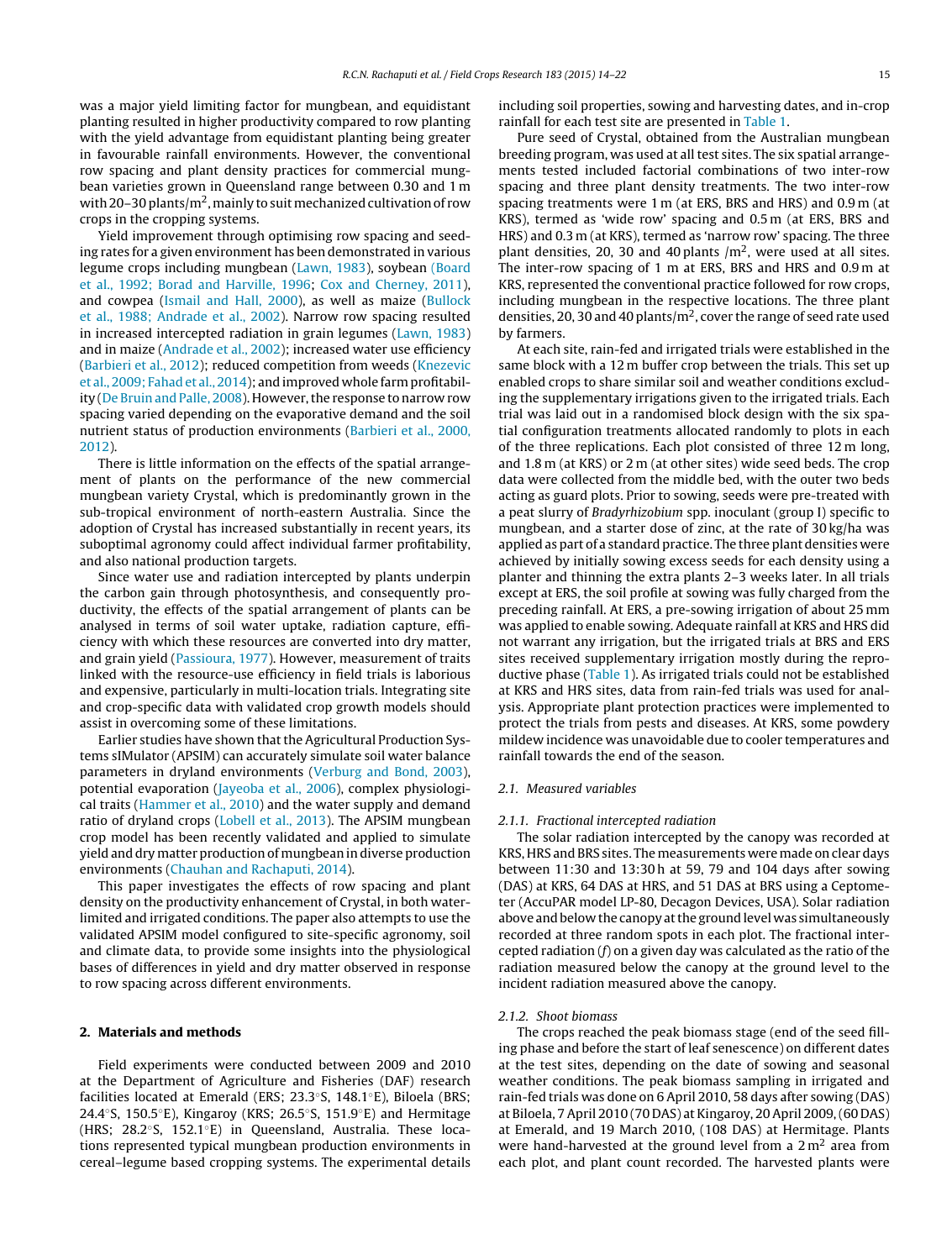was a major yield limiting factor for mungbean, and equidistant planting resulted in higher productivity compared to row planting with the yield advantage from equidistant planting being greater in favourable rainfall environments. However, the conventional row spacing and plant density practices for commercial mungbean varieties grown in Queensland range between 0.30 and 1 m with 20–30 plants/m$^2$, mainly to suit mechanized cultivation of row crops in the cropping systems.

Yield improvement through optimising row spacing and seeding rates for a given environment has been demonstrated in various legume crops including mungbean (Lawn, 1983), soybean (Board et al., 1992; Borad and Harville, 1996; Cox and Cherney, 2011), and cowpea (Ismail and Hall, 2000), as well as maize (Bullock et al., 1988; Andrade et al., 2002). Narrow row spacing resulted in increased intercepted radiation in grain legumes (Lawn, 1983) and in maize (Andrade et al., 2002); increased water use efficiency (Barbieri et al., 2012); reduced competition from weeds (Knezevic et al., 2009; Fahad et al., 2014); and improved whole farm profitability (De Bruin and Palle, 2008). However, the response to narrow row spacing varied depending on the evaporative demand and the soil nutrient status of production environments (Barbieri et al., 2000, 2012).

There is little information on the effects of the spatial arrangement of plants on the performance of the new commercial mungbean variety Crystal, which is predominantly grown in the sub-tropical environment of north-eastern Australia. Since the adoption of Crystal has increased substantially in recent years, its suboptimal agronomy could affect individual farmer profitability, and also national production targets.

Since water use and radiation intercepted by plants underpin the carbon gain through photosynthesis, and consequently productivity, the effects of the spatial arrangement of plants can be analysed in terms of soil water uptake, radiation capture, efficiency with which these resources are converted into dry matter, and grain yield (Passioura, 1977). However, measurement of traits linked with the resource-use efficiency in field trials is laborious and expensive, particularly in multi-location trials. Integrating site and crop-specific data with validated crop growth models should assist in overcoming some of these limitations.

Earlier studies have shown that the Agricultural Production Systems sIMulator (APSIM) can accurately simulate soil water balance parameters in dryland environments (Verburg and Bond, 2003), potential evaporation (Jayeoba et al., 2006), complex physiological traits (Hammer et al., 2010) and the water supply and demand ratio of dryland crops (Lobell et al., 2013). The APSIM mungbean crop model has been recently validated and applied to simulate yield and dry matter production of mungbean in diverse production environments (Chauhan and Rachaputi, 2014).

This paper investigates the effects of row spacing and plant density on the productivity enhancement of Crystal, in both water-limited and irrigated conditions. The paper also attempts to use the validated APSIM model configured to site-specific agronomy, soil and climate data, to provide some insights into the physiological bases of differences in yield and dry matter observed in response to row spacing across different environments.

## 2. Materials and methods

Field experiments were conducted between 2009 and 2010 at the Department of Agriculture and Fisheries (DAF) research facilities located at Emerald (ERS; 23.3°S, 148.1°E), Biloela (BRS; 24.4°S, 150.5°E), Kingaroy (KRS; 26.5°S, 151.9°E) and Hermitage (HRS; 28.2°S, 152.1°E) in Queensland, Australia. These locations represented typical mungbean production environments in cereal–legume based cropping systems. The experimental details including soil properties, sowing and harvesting dates, and in-crop rainfall for each test site are presented in Table 1.

Pure seed of Crystal, obtained from the Australian mungbean breeding program, was used at all test sites. The six spatial arrangements tested included factorial combinations of two inter-row spacing and three plant density treatments. The two inter-row spacing treatments were 1 m (at ERS, BRS and HRS) and 0.9 m (at KRS), termed as 'wide row' spacing and 0.5 m (at ERS, BRS and HRS) and 0.3 m (at KRS), termed as 'narrow row' spacing. The three plant densities, 20, 30 and 40 plants /m$^2$, were used at all sites. The inter-row spacing of 1 m at ERS, BRS and HRS and 0.9 m at KRS, represented the conventional practice followed for row crops, including mungbean in the respective locations. The three plant densities, 20, 30 and 40 plants/m$^2$, cover the range of seed rate used by farmers.

At each site, rain-fed and irrigated trials were established in the same block with a 12 m buffer crop between the trials. This set up enabled crops to share similar soil and weather conditions excluding the supplementary irrigations given to the irrigated trials. Each trial was laid out in a randomised block design with the six spatial configuration treatments allocated randomly to plots in each of the three replications. Each plot consisted of three 12 m long, and 1.8 m (at KRS) or 2 m (at other sites) wide seed beds. The crop data were collected from the middle bed, with the outer two beds acting as guard plots. Prior to sowing, seeds were pre-treated with a peat slurry of *Bradyrhizobium* spp. inoculant (group I) specific to mungbean, and a starter dose of zinc, at the rate of 30 kg/ha was applied as part of a standard practice. The three plant densities were achieved by initially sowing excess seeds for each density using a planter and thinning the extra plants 2–3 weeks later. In all trials except at ERS, the soil profile at sowing was fully charged from the preceding rainfall. At ERS, a pre-sowing irrigation of about 25 mm was applied to enable sowing. Adequate rainfall at KRS and HRS did not warrant any irrigation, but the irrigated trials at BRS and ERS sites received supplementary irrigation mostly during the reproductive phase (Table 1). As irrigated trials could not be established at KRS and HRS sites, data from rain-fed trials was used for analysis. Appropriate plant protection practices were implemented to protect the trials from pests and diseases. At KRS, some powdery mildew incidence was unavoidable due to cooler temperatures and rainfall towards the end of the season.

### 2.1. Measured variables

#### 2.1.1. Fractional intercepted radiation

The solar radiation intercepted by the canopy was recorded at KRS, HRS and BRS sites. The measurements were made on clear days between 11:30 and 13:30 h at 59, 79 and 104 days after sowing (DAS) at KRS, 64 DAS at HRS, and 51 DAS at BRS using a Ceptometer (AccuPAR model LP-80, Decagon Devices, USA). Solar radiation above and below the canopy at the ground level was simultaneously recorded at three random spots in each plot. The fractional intercepted radiation ($f$) on a given day was calculated as the ratio of the radiation measured below the canopy at the ground level to the incident radiation measured above the canopy.

#### 2.1.2. Shoot biomass

The crops reached the peak biomass stage (end of the seed filling phase and before the start of leaf senescence) on different dates at the test sites, depending on the date of sowing and seasonal weather conditions. The peak biomass sampling in irrigated and rain-fed trials was done on 6 April 2010, 58 days after sowing (DAS) at Biloela, 7 April 2010 (70 DAS) at Kingaroy, 20 April 2009, (60 DAS) at Emerald, and 19 March 2010, (108 DAS) at Hermitage. Plants were hand-harvested at the ground level from a 2 m$^2$ area from each plot, and plant count recorded. The harvested plants were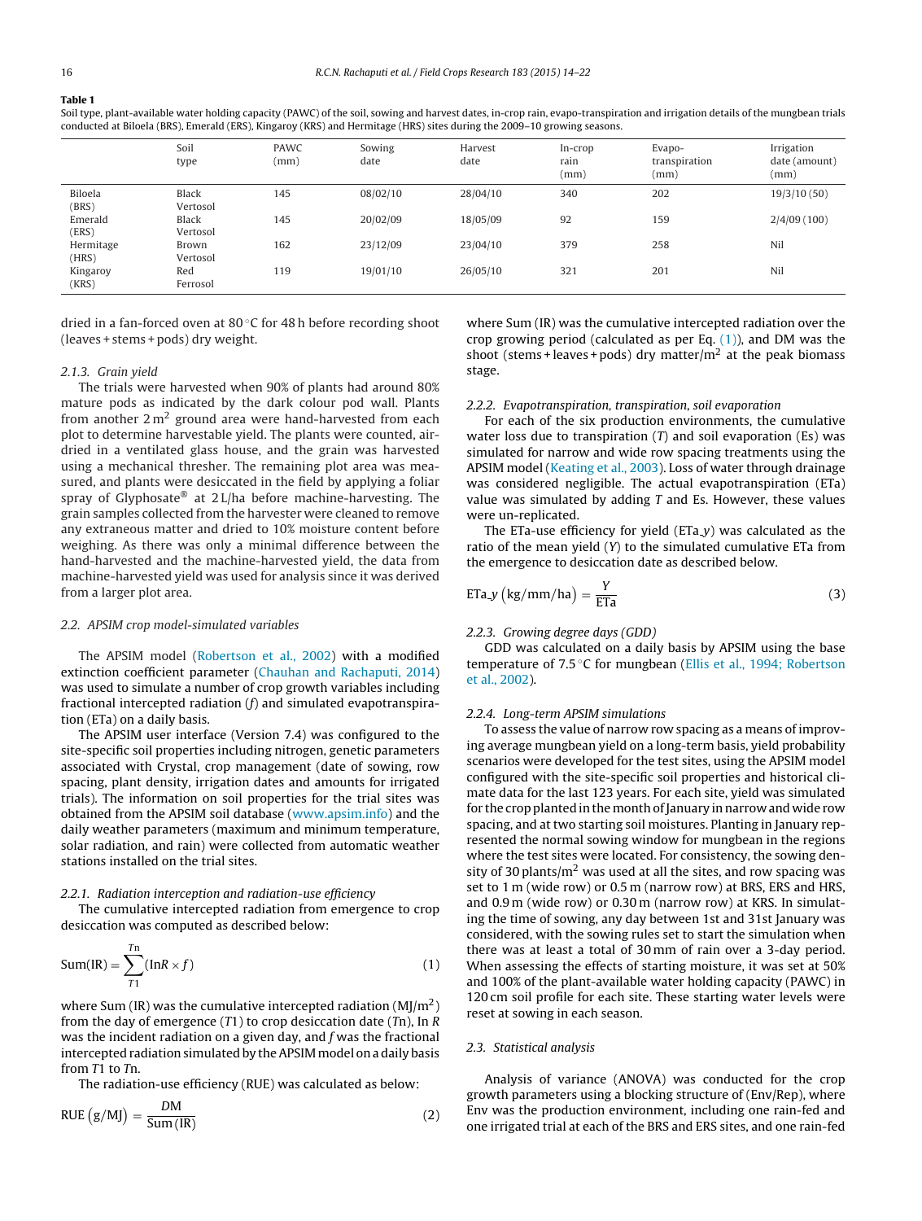**Table 1**
Soil type, plant-available water holding capacity (PAWC) of the soil, sowing and harvest dates, in-crop rain, evapo-transpiration and irrigation details of the mungbean trials conducted at Biloela (BRS), Emerald (ERS), Kingaroy (KRS) and Hermitage (HRS) sites during the 2009–10 growing seasons.

| | Soil type | PAWC (mm) | Sowing date | Harvest date | In-crop rain (mm) | Evapo-transpiration (mm) | Irrigation date (amount) (mm) |
|---|---|---|---|---|---|---|---|
| Biloela (BRS) | Black Vertosol | 145 | 08/02/10 | 28/04/10 | 340 | 202 | 19/3/10 (50) |
| Emerald (ERS) | Black Vertosol | 145 | 20/02/09 | 18/05/09 | 92 | 159 | 2/4/09 (100) |
| Hermitage (HRS) | Brown Vertosol | 162 | 23/12/09 | 23/04/10 | 379 | 258 | Nil |
| Kingaroy (KRS) | Red Ferrosol | 119 | 19/01/10 | 26/05/10 | 321 | 201 | Nil |

dried in a fan-forced oven at 80 °C for 48 h before recording shoot (leaves + stems + pods) dry weight.

#### 2.1.3. Grain yield

The trials were harvested when 90% of plants had around 80% mature pods as indicated by the dark colour pod wall. Plants from another 2 m$^2$ ground area were hand-harvested from each plot to determine harvestable yield. The plants were counted, air-dried in a ventilated glass house, and the grain was harvested using a mechanical thresher. The remaining plot area was measured, and plants were desiccated in the field by applying a foliar spray of Glyphosate® at 2 L/ha before machine-harvesting. The grain samples collected from the harvester were cleaned to remove any extraneous matter and dried to 10% moisture content before weighing. As there was only a minimal difference between the hand-harvested and the machine-harvested yield, the data from machine-harvested yield was used for analysis since it was derived from a larger plot area.

### 2.2. APSIM crop model-simulated variables

The APSIM model (Robertson et al., 2002) with a modified extinction coefficient parameter (Chauhan and Rachaputi, 2014) was used to simulate a number of crop growth variables including fractional intercepted radiation ($f$) and simulated evapotranspiration (ETa) on a daily basis.

The APSIM user interface (Version 7.4) was configured to the site-specific soil properties including nitrogen, genetic parameters associated with Crystal, crop management (date of sowing, row spacing, plant density, irrigation dates and amounts for irrigated trials). The information on soil properties for the trial sites was obtained from the APSIM soil database (www.apsim.info) and the daily weather parameters (maximum and minimum temperature, solar radiation, and rain) were collected from automatic weather stations installed on the trial sites.

#### 2.2.1. Radiation interception and radiation-use efficiency

The cumulative intercepted radiation from emergence to crop desiccation was computed as described below:

$$\text{Sum(IR)} = \sum_{T1}^{Tn} (\text{In}R \times f) \quad (1)$$

where Sum (IR) was the cumulative intercepted radiation (MJ/m$^2$) from the day of emergence ($T1$) to crop desiccation date ($Tn$), In $R$ was the incident radiation on a given day, and $f$ was the fractional intercepted radiation simulated by the APSIM model on a daily basis from $T1$ to $Tn$.

The radiation-use efficiency (RUE) was calculated as below:

$$\text{RUE}\ (\text{g/MJ}) = \frac{DM}{\text{Sum (IR)}} \quad (2)$$

where Sum (IR) was the cumulative intercepted radiation over the crop growing period (calculated as per Eq. (1)), and DM was the shoot (stems + leaves + pods) dry matter/m$^2$ at the peak biomass stage.

#### 2.2.2. Evapotranspiration, transpiration, soil evaporation

For each of the six production environments, the cumulative water loss due to transpiration ($T$) and soil evaporation (Es) was simulated for narrow and wide row spacing treatments using the APSIM model (Keating et al., 2003). Loss of water through drainage was considered negligible. The actual evapotranspiration (ETa) value was simulated by adding $T$ and Es. However, these values were un-replicated.

The ETa-use efficiency for yield (ETa_$y$) was calculated as the ratio of the mean yield ($Y$) to the simulated cumulative ETa from the emergence to desiccation date as described below.

$$\text{ETa\_}y\ (\text{kg/mm/ha}) = \frac{Y}{\text{ETa}} \quad (3)$$

#### 2.2.3. Growing degree days (GDD)

GDD was calculated on a daily basis by APSIM using the base temperature of 7.5 °C for mungbean (Ellis et al., 1994; Robertson et al., 2002).

#### 2.2.4. Long-term APSIM simulations

To assess the value of narrow row spacing as a means of improving average mungbean yield on a long-term basis, yield probability scenarios were developed for the test sites, using the APSIM model configured with the site-specific soil properties and historical climate data for the last 123 years. For each site, yield was simulated for the crop planted in the month of January in narrow and wide row spacing, and at two starting soil moistures. Planting in January represented the normal sowing window for mungbean in the regions where the test sites were located. For consistency, the sowing density of 30 plants/m$^2$ was used at all the sites, and row spacing was set to 1 m (wide row) or 0.5 m (narrow row) at BRS, ERS and HRS, and 0.9 m (wide row) or 0.30 m (narrow row) at KRS. In simulating the time of sowing, any day between 1st and 31st January was considered, with the sowing rules set to start the simulation when there was at least a total of 30 mm of rain over a 3-day period. When assessing the effects of starting moisture, it was set at 50% and 100% of the plant-available water holding capacity (PAWC) in 120 cm soil profile for each site. These starting water levels were reset at sowing in each season.

### 2.3. Statistical analysis

Analysis of variance (ANOVA) was conducted for the crop growth parameters using a blocking structure of (Env/Rep), where Env was the production environment, including one rain-fed and one irrigated trial at each of the BRS and ERS sites, and one rain-fed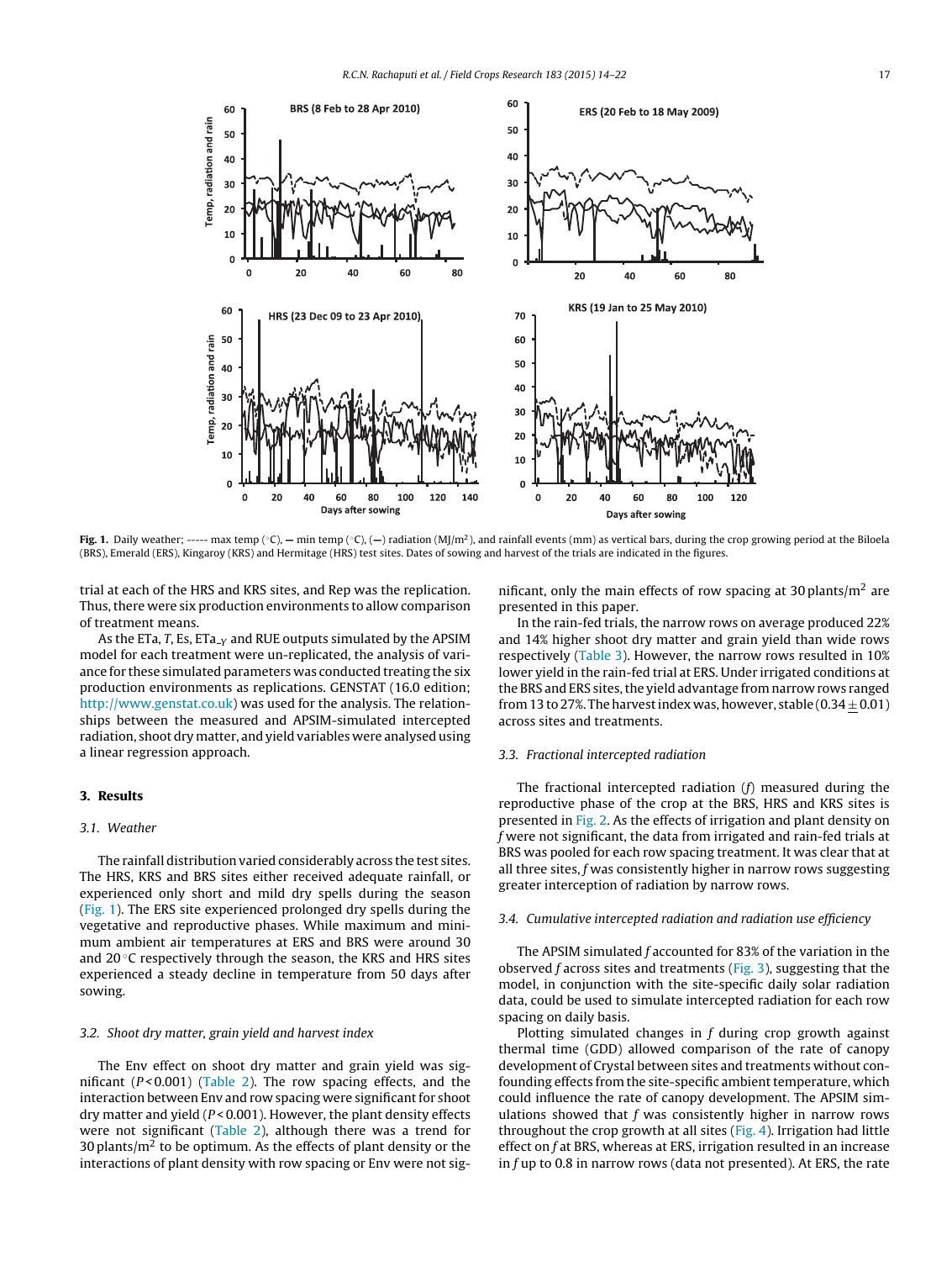**Fig. 1.** Daily weather; ----- max temp (°C), — min temp (°C), (—) radiation (MJ/m²), and rainfall events (mm) as vertical bars, during the crop growing period at the Biloela (BRS), Emerald (ERS), Kingaroy (KRS) and Hermitage (HRS) test sites. Dates of sowing and harvest of the trials are indicated in the figures.

trial at each of the HRS and KRS sites, and Rep was the replication. Thus, there were six production environments to allow comparison of treatment means.

As the ETa, *T*, Es, ETa$_{-Y}$ and RUE outputs simulated by the APSIM model for each treatment were un-replicated, the analysis of variance for these simulated parameters was conducted treating the six production environments as replications. GENSTAT (16.0 edition; http://www.genstat.co.uk) was used for the analysis. The relationships between the measured and APSIM-simulated intercepted radiation, shoot dry matter, and yield variables were analysed using a linear regression approach.

## 3. Results

### 3.1. Weather

The rainfall distribution varied considerably across the test sites. The HRS, KRS and BRS sites either received adequate rainfall, or experienced only short and mild dry spells during the season (Fig. 1). The ERS site experienced prolonged dry spells during the vegetative and reproductive phases. While maximum and minimum ambient air temperatures at ERS and BRS were around 30 and 20 °C respectively through the season, the KRS and HRS sites experienced a steady decline in temperature from 50 days after sowing.

### 3.2. Shoot dry matter, grain yield and harvest index

The Env effect on shoot dry matter and grain yield was significant ($P < 0.001$) (Table 2). The row spacing effects, and the interaction between Env and row spacing were significant for shoot dry matter and yield ($P < 0.001$). However, the plant density effects were not significant (Table 2), although there was a trend for 30 plants/m$^2$ to be optimum. As the effects of plant density or the interactions of plant density with row spacing or Env were not significant, only the main effects of row spacing at 30 plants/m$^2$ are presented in this paper.

In the rain-fed trials, the narrow rows on average produced 22% and 14% higher shoot dry matter and grain yield than wide rows respectively (Table 3). However, the narrow rows resulted in 10% lower yield in the rain-fed trial at ERS. Under irrigated conditions at the BRS and ERS sites, the yield advantage from narrow rows ranged from 13 to 27%. The harvest index was, however, stable ($0.34 \pm 0.01$) across sites and treatments.

### 3.3. Fractional intercepted radiation

The fractional intercepted radiation (*f*) measured during the reproductive phase of the crop at the BRS, HRS and KRS sites is presented in Fig. 2. As the effects of irrigation and plant density on *f* were not significant, the data from irrigated and rain-fed trials at BRS was pooled for each row spacing treatment. It was clear that at all three sites, *f* was consistently higher in narrow rows suggesting greater interception of radiation by narrow rows.

### 3.4. Cumulative intercepted radiation and radiation use efficiency

The APSIM simulated *f* accounted for 83% of the variation in the observed *f* across sites and treatments (Fig. 3), suggesting that the model, in conjunction with the site-specific daily solar radiation data, could be used to simulate intercepted radiation for each row spacing on daily basis.

Plotting simulated changes in *f* during crop growth against thermal time (GDD) allowed comparison of the rate of canopy development of Crystal between sites and treatments without confounding effects from the site-specific ambient temperature, which could influence the rate of canopy development. The APSIM simulations showed that *f* was consistently higher in narrow rows throughout the crop growth at all sites (Fig. 4). Irrigation had little effect on *f* at BRS, whereas at ERS, irrigation resulted in an increase in *f* up to 0.8 in narrow rows (data not presented). At ERS, the rate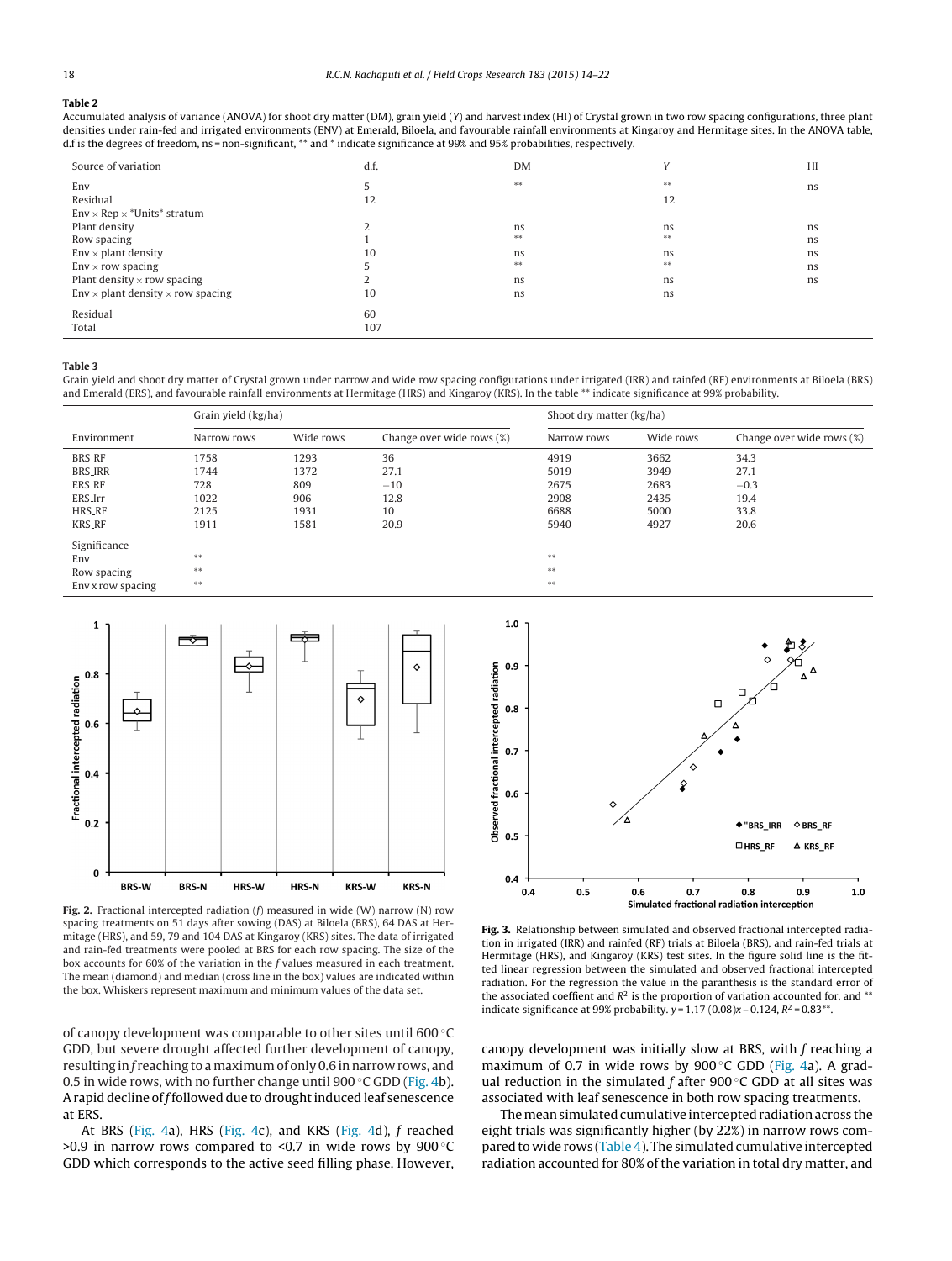**Table 2**

Accumulated analysis of variance (ANOVA) for shoot dry matter (DM), grain yield (Y) and harvest index (HI) of Crystal grown in two row spacing configurations, three plant densities under rain-fed and irrigated environments (ENV) at Emerald, Biloela, and favourable rainfall environments at Kingaroy and Hermitage sites. In the ANOVA table, d.f is the degrees of freedom, ns = non-significant, ** and * indicate significance at 99% and 95% probabilities, respectively.

| Source of variation | d.f. | DM | Y | HI |
|---|---|---|---|---|
| Env | 5 | ** | ** | ns |
| Residual | 12 | | 12 | |
| Env × Rep × *Units* stratum | | | | |
| Plant density | 2 | ns | ns | ns |
| Row spacing | 1 | ** | ** | ns |
| Env × plant density | 10 | ns | ns | ns |
| Env × row spacing | 5 | ** | ** | ns |
| Plant density × row spacing | 2 | ns | ns | ns |
| Env × plant density × row spacing | 10 | ns | ns | |
| Residual | 60 | | | |
| Total | 107 | | | |

**Table 3**

Grain yield and shoot dry matter of Crystal grown under narrow and wide row spacing configurations under irrigated (IRR) and rainfed (RF) environments at Biloela (BRS) and Emerald (ERS), and favourable rainfall environments at Hermitage (HRS) and Kingaroy (KRS). In the table ** indicate significance at 99% probability.

| | Grain yield (kg/ha) | | | Shoot dry matter (kg/ha) | | |
|---|---|---|---|---|---|---|
| Environment | Narrow rows | Wide rows | Change over wide rows (%) | Narrow rows | Wide rows | Change over wide rows (%) |
| BRS_RF | 1758 | 1293 | 36 | 4919 | 3662 | 34.3 |
| BRS_IRR | 1744 | 1372 | 27.1 | 5019 | 3949 | 27.1 |
| ERS_RF | 728 | 809 | −10 | 2675 | 2683 | −0.3 |
| ERS_Irr | 1022 | 906 | 12.8 | 2908 | 2435 | 19.4 |
| HRS_RF | 2125 | 1931 | 10 | 6688 | 5000 | 33.8 |
| KRS_RF | 1911 | 1581 | 20.9 | 5940 | 4927 | 20.6 |
| Significance | | | | | | |
| Env | ** | | | ** | | |
| Row spacing | ** | | | ** | | |
| Env x row spacing | ** | | | ** | | |

**Fig. 2.** Fractional intercepted radiation ($f$) measured in wide (W) narrow (N) row spacing treatments on 51 days after sowing (DAS) at Biloela (BRS), 64 DAS at Hermitage (HRS), and 59, 79 and 104 DAS at Kingaroy (KRS) sites. The data of irrigated and rain-fed treatments were pooled at BRS for each row spacing. The size of the box accounts for 60% of the variation in the $f$ values measured in each treatment. The mean (diamond) and median (cross line in the box) values are indicated within the box. Whiskers represent maximum and minimum values of the data set.

**Fig. 3.** Relationship between simulated and observed fractional intercepted radiation in irrigated (IRR) and rainfed (RF) trials at Biloela (BRS), and rain-fed trials at Hermitage (HRS), and Kingaroy (KRS) test sites. In the figure solid line is the fitted linear regression between the simulated and observed fractional intercepted radiation. For the regression the value in the paranthesis is the standard error of the associated coeffient and $R^2$ is the proportion of variation accounted for, and ** indicate significance at 99% probability. $y = 1.17\ (0.08)x - 0.124$, $R^2 = 0.83^{**}$.

of canopy development was comparable to other sites until 600 °C GDD, but severe drought affected further development of canopy, resulting in $f$ reaching to a maximum of only 0.6 in narrow rows, and 0.5 in wide rows, with no further change until 900 °C GDD (Fig. 4b). A rapid decline of $f$ followed due to drought induced leaf senescence at ERS.

At BRS (Fig. 4a), HRS (Fig. 4c), and KRS (Fig. 4d), $f$ reached >0.9 in narrow rows compared to <0.7 in wide rows by 900 °C GDD which corresponds to the active seed filling phase. However, canopy development was initially slow at BRS, with $f$ reaching a maximum of 0.7 in wide rows by 900 °C GDD (Fig. 4a). A gradual reduction in the simulated $f$ after 900 °C GDD at all sites was associated with leaf senescence in both row spacing treatments.

The mean simulated cumulative intercepted radiation across the eight trials was significantly higher (by 22%) in narrow rows compared to wide rows (Table 4). The simulated cumulative intercepted radiation accounted for 80% of the variation in total dry matter, and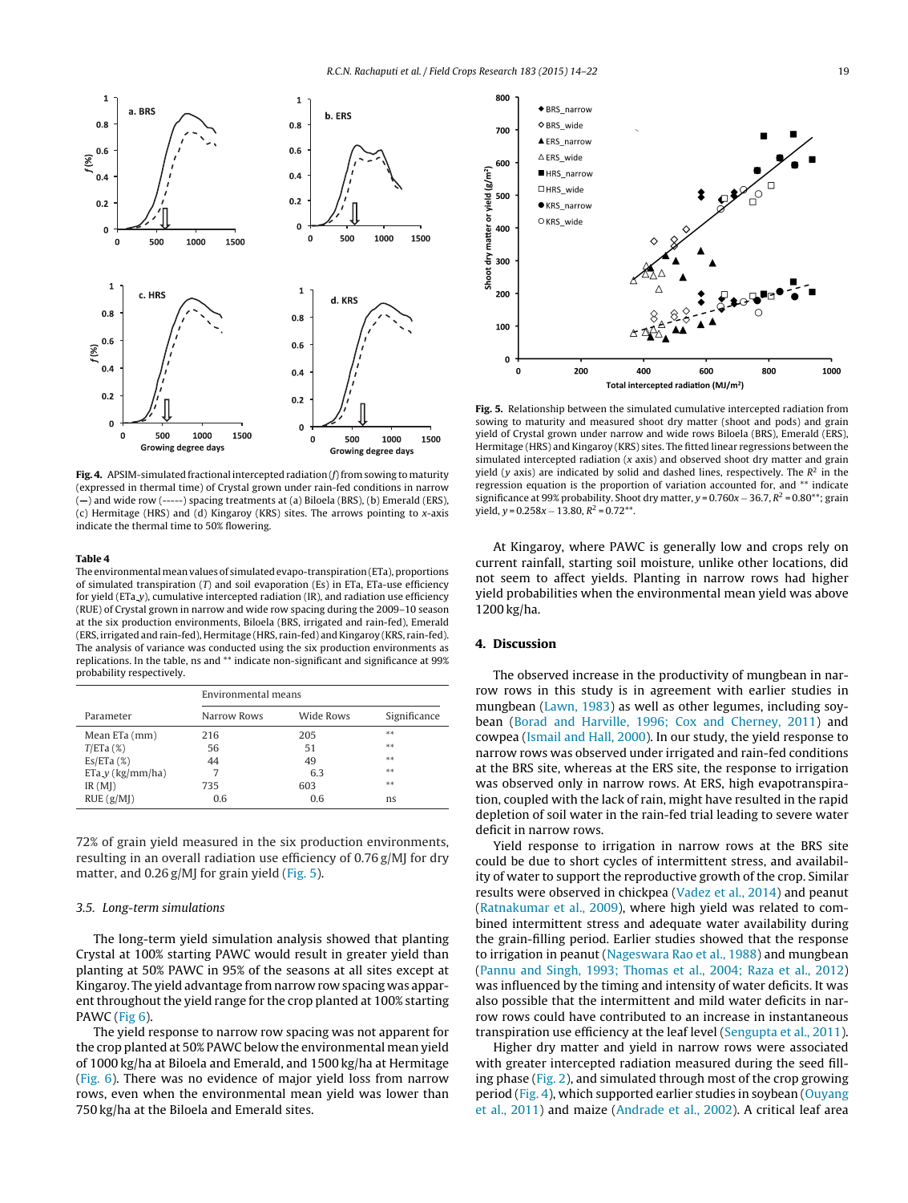**Fig. 4.** APSIM-simulated fractional intercepted radiation ($f$) from sowing to maturity (expressed in thermal time) of Crystal grown under rain-fed conditions in narrow (—) and wide row (-----) spacing treatments at (a) Biloela (BRS), (b) Emerald (ERS), (c) Hermitage (HRS) and (d) Kingaroy (KRS) sites. The arrows pointing to x-axis indicate the thermal time to 50% flowering.

**Table 4**
The environmental mean values of simulated evapo-transpiration (ETa), proportions of simulated transpiration ($T$) and soil evaporation (Es) in ETa, ETa-use efficiency for yield (ETa_y), cumulative intercepted radiation (IR), and radiation use efficiency (RUE) of Crystal grown in narrow and wide row spacing during the 2009–10 season at the six production environments, Biloela (BRS, irrigated and rain-fed), Emerald (ERS, irrigated and rain-fed), Hermitage (HRS, rain-fed) and Kingaroy (KRS, rain-fed). The analysis of variance was conducted using the six production environments as replications. In the table, ns and ** indicate non-significant and significance at 99% probability respectively.

| Parameter | Environmental means | | |
|---|---|---|---|
| | Narrow Rows | Wide Rows | Significance |
| Mean ETa (mm) | 216 | 205 | ** |
| $T$/ETa (%) | 56 | 51 | ** |
| Es/ETa (%) | 44 | 49 | ** |
| ETa_y (kg/mm/ha) | 7 | 6.3 | ** |
| IR (MJ) | 735 | 603 | ** |
| RUE (g/MJ) | 0.6 | 0.6 | ns |

72% of grain yield measured in the six production environments, resulting in an overall radiation use efficiency of 0.76 g/MJ for dry matter, and 0.26 g/MJ for grain yield (Fig. 5).

### 3.5. Long-term simulations

The long-term yield simulation analysis showed that planting Crystal at 100% starting PAWC would result in greater yield than planting at 50% PAWC in 95% of the seasons at all sites except at Kingaroy. The yield advantage from narrow row spacing was apparent throughout the yield range for the crop planted at 100% starting PAWC (Fig 6).

The yield response to narrow row spacing was not apparent for the crop planted at 50% PAWC below the environmental mean yield of 1000 kg/ha at Biloela and Emerald, and 1500 kg/ha at Hermitage (Fig. 6). There was no evidence of major yield loss from narrow rows, even when the environmental mean yield was lower than 750 kg/ha at the Biloela and Emerald sites.

**Fig. 5.** Relationship between the simulated cumulative intercepted radiation from sowing to maturity and measured shoot dry matter (shoot and pods) and grain yield of Crystal grown under narrow and wide rows Biloela (BRS), Emerald (ERS), Hermitage (HRS) and Kingaroy (KRS) sites. The fitted linear regressions between the simulated intercepted radiation ($x$ axis) and observed shoot dry matter and grain yield ($y$ axis) are indicated by solid and dashed lines, respectively. The $R^2$ in the regression equation is the proportion of variation accounted for, and ** indicate significance at 99% probability. Shoot dry matter, $y = 0.760x - 36.7$, $R^2 = 0.80$**; grain yield, $y = 0.258x - 13.80$, $R^2 = 0.72$**.

At Kingaroy, where PAWC is generally low and crops rely on current rainfall, starting soil moisture, unlike other locations, did not seem to affect yields. Planting in narrow rows had higher yield probabilities when the environmental mean yield was above 1200 kg/ha.

## 4. Discussion

The observed increase in the productivity of mungbean in narrow rows in this study is in agreement with earlier studies in mungbean (Lawn, 1983) as well as other legumes, including soybean (Borad and Harville, 1996; Cox and Cherney, 2011) and cowpea (Ismail and Hall, 2000). In our study, the yield response to narrow rows was observed under irrigated and rain-fed conditions at the BRS site, whereas at the ERS site, the response to irrigation was observed only in narrow rows. At ERS, high evapotranspiration, coupled with the lack of rain, might have resulted in the rapid depletion of soil water in the rain-fed trial leading to severe water deficit in narrow rows.

Yield response to irrigation in narrow rows at the BRS site could be due to short cycles of intermittent stress, and availability of water to support the reproductive growth of the crop. Similar results were observed in chickpea (Vadez et al., 2014) and peanut (Ratnakumar et al., 2009), where high yield was related to combined intermittent stress and adequate water availability during the grain-filling period. Earlier studies showed that the response to irrigation in peanut (Nageswara Rao et al., 1988) and mungbean (Pannu and Singh, 1993; Thomas et al., 2004; Raza et al., 2012) was influenced by the timing and intensity of water deficits. It was also possible that the intermittent and mild water deficits in narrow rows could have contributed to an increase in instantaneous transpiration use efficiency at the leaf level (Sengupta et al., 2011).

Higher dry matter and yield in narrow rows were associated with greater intercepted radiation measured during the seed filling phase (Fig. 2), and simulated through most of the crop growing period (Fig. 4), which supported earlier studies in soybean (Ouyang et al., 2011) and maize (Andrade et al., 2002). A critical leaf area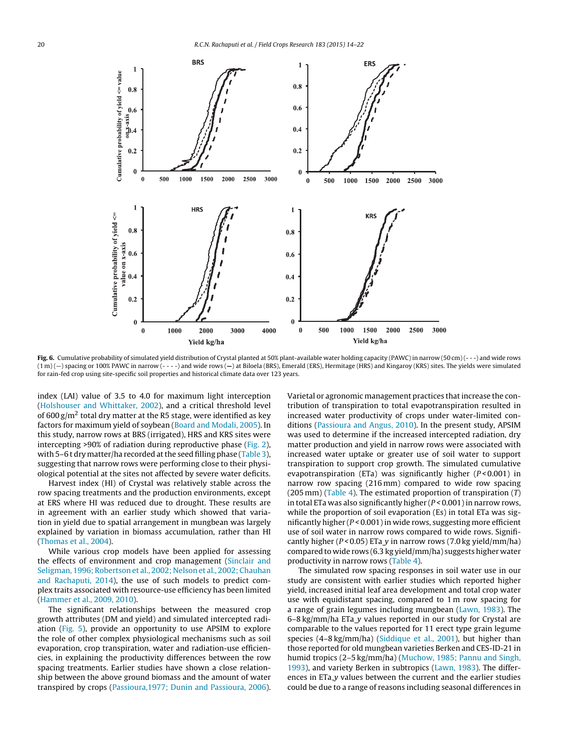**Fig. 6.** Cumulative probability of simulated yield distribution of Crystal planted at 50% plant-available water holding capacity (PAWC) in narrow (50 cm) (- - -) and wide rows (1 m) (—) spacing or 100% PAWC in narrow (- - - -) and wide rows (**—**) at Biloela (BRS), Emerald (ERS), Hermitage (HRS) and Kingaroy (KRS) sites. The yields were simulated for rain-fed crop using site-specific soil properties and historical climate data over 123 years.

index (LAI) value of 3.5 to 4.0 for maximum light interception (Holshouser and Whittaker, 2002), and a critical threshold level of 600 g/m$^2$ total dry matter at the R5 stage, were identified as key factors for maximum yield of soybean (Board and Modali, 2005). In this study, narrow rows at BRS (irrigated), HRS and KRS sites were intercepting >90% of radiation during reproductive phase (Fig. 2), with 5–6 t dry matter/ha recorded at the seed filling phase (Table 3), suggesting that narrow rows were performing close to their physiological potential at the sites not affected by severe water deficits.

Harvest index (HI) of Crystal was relatively stable across the row spacing treatments and the production environments, except at ERS where HI was reduced due to drought. These results are in agreement with an earlier study which showed that variation in yield due to spatial arrangement in mungbean was largely explained by variation in biomass accumulation, rather than HI (Thomas et al., 2004).

While various crop models have been applied for assessing the effects of environment and crop management (Sinclair and Seligman, 1996; Robertson et al., 2002; Nelson et al., 2002; Chauhan and Rachaputi, 2014), the use of such models to predict complex traits associated with resource-use efficiency has been limited (Hammer et al., 2009, 2010).

The significant relationships between the measured crop growth attributes (DM and yield) and simulated intercepted radiation (Fig. 5), provide an opportunity to use APSIM to explore the role of other complex physiological mechanisms such as soil evaporation, crop transpiration, water and radiation-use efficiencies, in explaining the productivity differences between the row spacing treatments. Earlier studies have shown a close relationship between the above ground biomass and the amount of water transpired by crops (Passioura,1977; Dunin and Passioura, 2006). Varietal or agronomic management practices that increase the contribution of transpiration to total evapotranspiration resulted in increased water productivity of crops under water-limited conditions (Passioura and Angus, 2010). In the present study, APSIM was used to determine if the increased intercepted radiation, dry matter production and yield in narrow rows were associated with increased water uptake or greater use of soil water to support transpiration to support crop growth. The simulated cumulative evapotranspiration (ETa) was significantly higher ($P$ < 0.001) in narrow row spacing (216 mm) compared to wide row spacing (205 mm) (Table 4). The estimated proportion of transpiration ($T$) in total ETa was also significantly higher ($P$ < 0.001) in narrow rows, while the proportion of soil evaporation (Es) in total ETa was significantly higher ($P$ < 0.001) in wide rows, suggesting more efficient use of soil water in narrow rows compared to wide rows. Significantly higher ($P$ < 0.05) ETa_$y$ in narrow rows (7.0 kg yield/mm/ha) compared to wide rows (6.3 kg yield/mm/ha) suggests higher water productivity in narrow rows (Table 4).

The simulated row spacing responses in soil water use in our study are consistent with earlier studies which reported higher yield, increased initial leaf area development and total crop water use with equidistant spacing, compared to 1 m row spacing for a range of grain legumes including mungbean (Lawn, 1983). The 6–8 kg/mm/ha ETa_$y$ values reported in our study for Crystal are comparable to the values reported for 11 erect type grain legume species (4–8 kg/mm/ha) (Siddique et al., 2001), but higher than those reported for old mungbean varieties Berken and CES-ID-21 in humid tropics (2–5 kg/mm/ha) (Muchow, 1985; Pannu and Singh, 1993), and variety Berken in subtropics (Lawn, 1983). The differences in ETa_$y$ values between the current and the earlier studies could be due to a range of reasons including seasonal differences in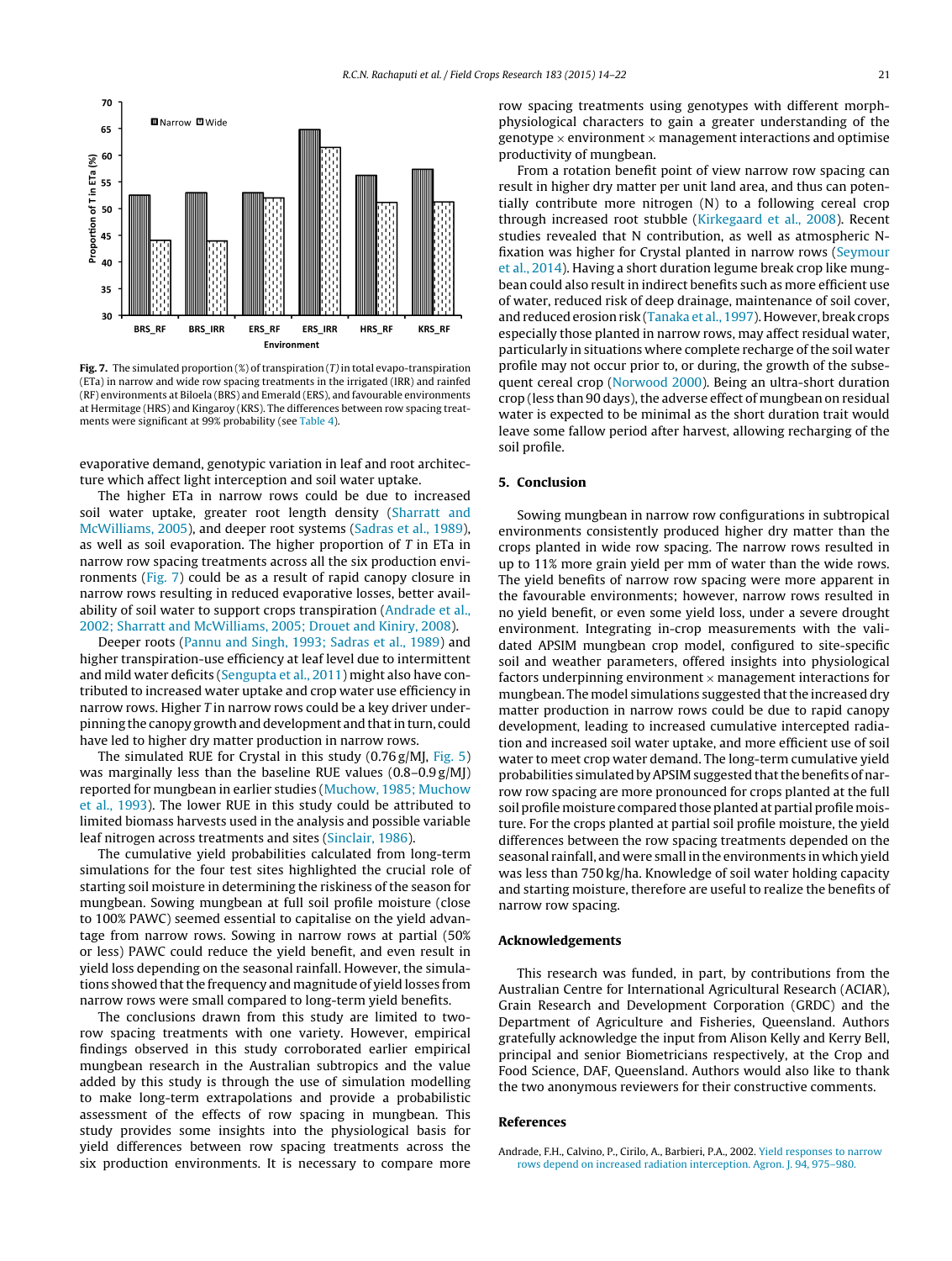Fig. 7. The simulated proportion (%) of transpiration ($T$) in total evapo-transpiration (ETa) in narrow and wide row spacing treatments in the irrigated (IRR) and rainfed (RF) environments at Biloela (BRS) and Emerald (ERS), and favourable environments at Hermitage (HRS) and Kingaroy (KRS). The differences between row spacing treatments were significant at 99% probability (see Table 4).

evaporative demand, genotypic variation in leaf and root architecture which affect light interception and soil water uptake.

The higher ETa in narrow rows could be due to increased soil water uptake, greater root length density (Sharratt and McWilliams, 2005), and deeper root systems (Sadras et al., 1989), as well as soil evaporation. The higher proportion of $T$ in ETa in narrow row spacing treatments across all the six production environments (Fig. 7) could be as a result of rapid canopy closure in narrow rows resulting in reduced evaporative losses, better availability of soil water to support crops transpiration (Andrade et al., 2002; Sharratt and McWilliams, 2005; Drouet and Kiniry, 2008).

Deeper roots (Pannu and Singh, 1993; Sadras et al., 1989) and higher transpiration-use efficiency at leaf level due to intermittent and mild water deficits (Sengupta et al., 2011) might also have contributed to increased water uptake and crop water use efficiency in narrow rows. Higher $T$ in narrow rows could be a key driver underpinning the canopy growth and development and that in turn, could have led to higher dry matter production in narrow rows.

The simulated RUE for Crystal in this study (0.76 g/MJ, Fig. 5) was marginally less than the baseline RUE values (0.8–0.9 g/MJ) reported for mungbean in earlier studies (Muchow, 1985; Muchow et al., 1993). The lower RUE in this study could be attributed to limited biomass harvests used in the analysis and possible variable leaf nitrogen across treatments and sites (Sinclair, 1986).

The cumulative yield probabilities calculated from long-term simulations for the four test sites highlighted the crucial role of starting soil moisture in determining the riskiness of the season for mungbean. Sowing mungbean at full soil profile moisture (close to 100% PAWC) seemed essential to capitalise on the yield advantage from narrow rows. Sowing in narrow rows at partial (50% or less) PAWC could reduce the yield benefit, and even result in yield loss depending on the seasonal rainfall. However, the simulations showed that the frequency and magnitude of yield losses from narrow rows were small compared to long-term yield benefits.

The conclusions drawn from this study are limited to two-row spacing treatments with one variety. However, empirical findings observed in this study corroborated earlier empirical mungbean research in the Australian subtropics and the value added by this study is through the use of simulation modelling to make long-term extrapolations and provide a probabilistic assessment of the effects of row spacing in mungbean. This study provides some insights into the physiological basis for yield differences between row spacing treatments across the six production environments. It is necessary to compare more row spacing treatments using genotypes with different morph-physiological characters to gain a greater understanding of the genotype × environment × management interactions and optimise productivity of mungbean.

From a rotation benefit point of view narrow row spacing can result in higher dry matter per unit land area, and thus can potentially contribute more nitrogen (N) to a following cereal crop through increased root stubble (Kirkegaard et al., 2008). Recent studies revealed that N contribution, as well as atmospheric N-fixation was higher for Crystal planted in narrow rows (Seymour et al., 2014). Having a short duration legume break crop like mungbean could also result in indirect benefits such as more efficient use of water, reduced risk of deep drainage, maintenance of soil cover, and reduced erosion risk (Tanaka et al., 1997). However, break crops especially those planted in narrow rows, may affect residual water, particularly in situations where complete recharge of the soil water profile may not occur prior to, or during, the growth of the subsequent cereal crop (Norwood 2000). Being an ultra-short duration crop (less than 90 days), the adverse effect of mungbean on residual water is expected to be minimal as the short duration trait would leave some fallow period after harvest, allowing recharging of the soil profile.

## 5. Conclusion

Sowing mungbean in narrow row configurations in subtropical environments consistently produced higher dry matter than the crops planted in wide row spacing. The narrow rows resulted in up to 11% more grain yield per mm of water than the wide rows. The yield benefits of narrow row spacing were more apparent in the favourable environments; however, narrow rows resulted in no yield benefit, or even some yield loss, under a severe drought environment. Integrating in-crop measurements with the validated APSIM mungbean crop model, configured to site-specific soil and weather parameters, offered insights into physiological factors underpinning environment × management interactions for mungbean. The model simulations suggested that the increased dry matter production in narrow rows could be due to rapid canopy development, leading to increased cumulative intercepted radiation and increased soil water uptake, and more efficient use of soil water to meet crop water demand. The long-term cumulative yield probabilities simulated by APSIM suggested that the benefits of narrow row spacing are more pronounced for crops planted at the full soil profile moisture compared those planted at partial profile moisture. For the crops planted at partial soil profile moisture, the yield differences between the row spacing treatments depended on the seasonal rainfall, and were small in the environments in which yield was less than 750 kg/ha. Knowledge of soil water holding capacity and starting moisture, therefore are useful to realize the benefits of narrow row spacing.

## Acknowledgements

This research was funded, in part, by contributions from the Australian Centre for International Agricultural Research (ACIAR), Grain Research and Development Corporation (GRDC) and the Department of Agriculture and Fisheries, Queensland. Authors gratefully acknowledge the input from Alison Kelly and Kerry Bell, principal and senior Biometricians respectively, at the Crop and Food Science, DAF, Queensland. Authors would also like to thank the two anonymous reviewers for their constructive comments.

## References

Andrade, F.H., Calvino, P., Cirilo, A., Barbieri, P.A., 2002. Yield responses to narrow rows depend on increased radiation interception. Agron. J. 94, 975–980.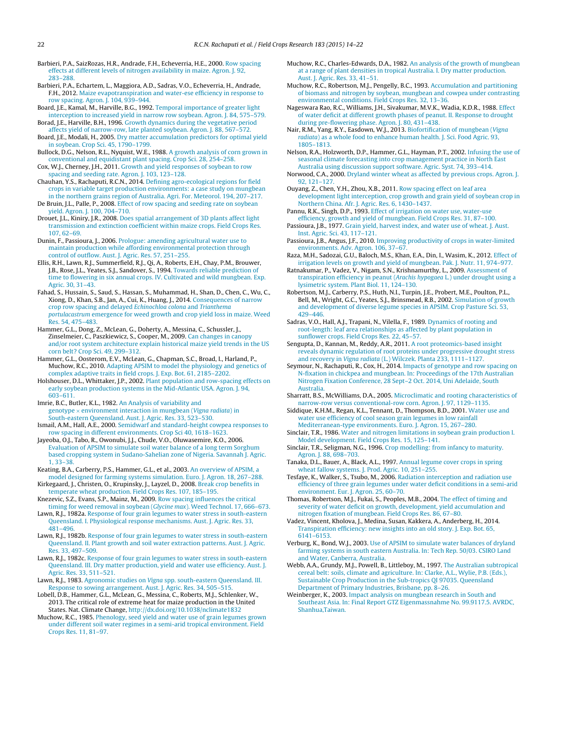Barbieri, P.A., SaizRozas, H.R., Andrade, F.H., Echeverria, H.E., 2000. Row spacing effects at different levels of nitrogen availability in maize. Agron. J. 92, 283–288.

Barbieri, P.A., Echartem, L., Maggiora, A.D., Sadras, V.O., Echeverria, H., Andrade, F.H., 2012. Maize evapotranspiration and water-ese efficiency in response to row spacing. Agron. J. 104, 939–944.

Board, J.E., Kamal, M., Harville, B.G., 1992. Temporal importance of greater light interception to increased yield in narrow row soybean. Agron. J. 84, 575–579.

Borad, J.E., Harville, B.H., 1996. Growth dynamics during the vegetative period affects yield of narrow-row, late planted soybean. Agron. J. 88, 567–572.

Board, J.E., Modali, H., 2005. Dry matter accumulation predictors for optimal yield in soybean. Crop Sci. 45, 1790–1799.

Bullock, D.G., Nelson, R.L., Nyquist, W.E., 1988. A growth analysis of corn grown in conventional and equidistant plant spacing. Crop Sci. 28, 254–258.

Cox, W.J., Cherney, J.H., 2011. Growth and yield responses of soybean to row spacing and seeding rate. Agron. J. 103, 123–128.

Chauhan, Y.S., Rachaputi, R.C.N., 2014. Defining agro-ecological regions for field crops in variable target production environments: a case study on mungbean in the northern grains region of Australia. Agri. For. Meteorol. 194, 207–217.

De Bruin, J.L., Palle, P., 2008. Effect of row spacing and seeding rate on soybean yield. Agron. J. 100, 704–710.

Drouet, J.L., Kiniry, J.R., 2008. Does spatial arrangement of 3D plants affect light transmission and extinction coefficient within maize crops. Field Crops Res. 107, 62–69.

Dunin, F., Passioura, J., 2006. Prologue: amending agricultural water use to maintain production while affording environmental protection through control of outflow. Aust. J. Agric. Res. 57, 251–255.

Ellis, R.H., Lawn, R.J., Summerfield, R.J., Qi, A., Roberts, E.H., Chay, P.M., Brouwer, J.B., Rose, J.L., Yeates, S.J., Sandover, S., 1994. Towards reliable prediction of time to flowering in six annual crops. IV. Cultivated and wild mungbean. Exp. Agric. 30, 31–43.

Fahad, S., Hussain, S., Saud, S., Hassan, S., Muhammad, H., Shan, D., Chen, C., Wu, C., Xiong, D., Khan, S.B., Jan, A., Cui, K., Huang, J., 2014. Consequences of narrow crop row spacing and delayed *Echinochloa colona* and *Trianthema portulacastrum* emergence for weed growth and crop yield loss in maize. Weed Res. 54, 475–483.

Hammer, G.L., Dong, Z., McLean, G., Doherty, A., Messina, C., Schussler, J., Zinselmeier, C., Paszkiewicz, S., Cooper, M., 2009. Can changes in canopy and/or root system architecture explain historical maize yield trends in the US corn belt? Crop Sci. 49, 299–312.

Hammer, G.L., Oosterom, E.V., McLean, G., Chapman, S.C., Broad, I., Harland, P., Muchow, R.C., 2010. Adapting APSIM to model the physiology and genetics of complex adaptive traits in field crops. J. Exp. Bot. 61, 2185–2202.

Holshouser, D.L., Whittaker, J.P., 2002. Plant population and row-spacing effects on early soybean production systems in the Mid-Atlantic USA. Agron. J. 94, 603–611.

Imrie, B.C., Butler, K.L., 1982. An Analysis of variability and genotype × environment interaction in mungbean (*Vigna radiata*) in South-eastern Queensland. Aust. J. Agric. Res. 33, 523–530.

Ismail, A.M., Hall, A.E., 2000. Semidwarf and standard-height cowpea responses to row spacing in different environments. Crop Sci 40, 1618–1623.

Jayeoba, O.J., Tabo, R., Owonubi, J.J., Chude, V.O., Oluwasemire, K.O., 2006. Evaluation of APSIM to simulate soil water balance of a long term Sorghum based cropping system in Sudano-Sahelian zone of Nigeria. Savannah J. Agric. 1, 33–38.

Keating, B.A., Carberry, P.S., Hammer, G.L., et al., 2003. An overview of APSIM, a model designed for farming systems simulation. Euro. J. Agron. 18, 267–288.

Kirkegaard, J., Christen, O., Krupinsky, J., Layzel, D., 2008. Break crop benefits in temperate wheat production. Field Crops Res. 107, 185–195.

Knezevic, S.Z., Evans, S.P., Mainz, M., 2009. Row spacing influences the critical timing for weed removal in soybean (*Glycine max*). Weed Technol. 17, 666–673.

Lawn, R.J., 1982a. Response of four grain legumes to water stress in south-eastern Queensland. I. Physiological response mechanisms. Aust. J. Agric. Res. 33, 481–496.

Lawn, R.J., 1982b. Response of four grain legumes to water stress in south-eastern Queensland. II. Plant growth and soil water extraction patterns. Aust. J. Agric. Res. 33, 497–509.

Lawn, R.J., 1982c. Response of four grain legumes to water stress in south-eastern Queensland. III. Dry matter production, yield and water use efficiency. Aust. J. Agric. Res. 33, 511–521.

Lawn, R.J., 1983. Agronomic studies on *Vigna* spp. south-eastern Queensland. III. Response to sowing arrangement. Aust. J. Agric. Res. 34, 505–515.

Lobell, D.B., Hammer, G.L., McLean, G., Messina, C., Roberts, M.J., Schlenker, W., 2013. The critical role of extreme heat for maize production in the United States. Nat. Climate Change, http://dx.doi.org/10.1038/nclimate1832

Muchow, R.C., 1985. Phenology, seed yield and water use of grain legumes grown under different soil water regimes in a semi-arid tropical environment. Field Crops Res. 11, 81–97.

Muchow, R.C., Charles-Edwards, D.A., 1982. An analysis of the growth of mungbean at a range of plant densities in tropical Australia. I. Dry matter production. Aust. J. Agric. Res. 33, 41–51.

Muchow, R.C., Robertson, M.J., Pengelly, B.C., 1993. Accumulation and partitioning of biomass and nitrogen by soybean, mungbean and cowpea under contrasting environmental conditions. Field Crops Res. 32, 13–36.

Nageswara Rao, R.C., Williams, J.H., Sivakumar, M.V.K., Wadia, K.D.R., 1988. Effect of water deficit at different growth phases of peanut. II. Response to drought during pre-flowering phase. Agron. J. 80, 431–438.

Nair, R.M., Yang, R.Y., Easdown, W.J., 2013. Biofortification of mungbean (*Vigna radiata*) as a whole food to enhance human health. J. Sci. Food Agric. 93, 1805–1813.

Nelson, R.A., Holzworth, D.P., Hammer, G.L., Hayman, P.T., 2002. Infusing the use of seasonal climate forecasting into crop management practice in North East Australia using discussion support software. Agric. Syst. 74, 393–414.

Norwood, C.A., 2000. Dryland winter wheat as affected by previous crops. Agron. J. 92, 121–127.

Ouyang, Z., Chen, Y.H., Zhou, X.B., 2011. Row spacing effect on leaf area development light interception, crop growth and grain yield of soybean crop in Northern China. Afr. J. Agric. Res. 6, 1430–1437.

Pannu, R.K., Singh, D.P., 1993. Effect of irrigation on water use, water-use efficiency, growth and yield of mungbean. Field Crops Res. 31, 87–100.

Passioura, J.B., 1977. Grain yield, harvest index, and water use of wheat. J. Aust. Inst. Agric. Sci. 43, 117–121.

Passioura, J.B., Angus, J.F., 2010. Improving productivity of crops in water-limited environments. Adv. Agron. 106, 37–67.

Raza, M.H., Sadozai, G.U., Baloch, M.S., Khan, E.A., Din, I., Wasim, K., 2012. Effect of irrigation levels on growth and yield of mungbean. Pak. J. Nutr. 11, 974–977.

Ratnakumar, P., Vadez, V., Nigam, S.N., Krishnamurthy, L., 2009. Assessment of transpiration efficiency in peanut (*Arachis hypogaea* L.) under drought using a lysimetric system. Plant Biol. 11, 124–130.

Robertson, M.J., Carberry, P.S., Huth, N.I., Turpin, J.E., Probert, M.E., Poulton, P.L., Bell, M., Wright, G.C., Yeates, S.J., Brinsmead, R.B., 2002. Simulation of growth and development of diverse legume species in APSIM. Crop Pasture Sci. 53, 429–446.

Sadras, V.O., Hall, A.J., Trapani, N., Vilella, F., 1989. Dynamics of rooting and root-length: leaf area relationships as affected by plant population in sunflower crops. Field Crops Res. 22, 45–57.

Sengupta, D., Kannan, M., Reddy, A.R., 2011. A root proteomics-based insight reveals dynamic regulation of root proteins under progressive drought stress and recovery in *Vigna radiata* (L.) Wilczek. Planta 233, 1111–1127.

Seymour, N., Rachaputi, R., Cox, H., 2014. Impacts of genotype and row spacing on N-fixation in chickpea and mungbean. In: Proceedings of the 17th Australian Nitrogen Fixation Conference, 28 Sept–2 Oct. 2014, Uni Adelaide, South Australia.

Sharratt, B.S., McWilliams, D.A., 2005. Microclimatic and rooting characteristics of narrow-row versus conventional-row corn. Agron. J. 97, 1129–1135.

Siddique, K.H.M., Regan, K.L., Tennant, D., Thompson, B.D., 2001. Water use and water use efficiency of cool season grain legumes in low rainfall Mediterranean-type environments. Euro. J. Agron. 15, 267–280.

Sinclair, T.R., 1986. Water and nitrogen limitations in soybean grain production I. Model development. Field Crops Res. 15, 125–141.

Sinclair, T.R., Seligman, N.G., 1996. Crop modelling: from infancy to maturity. Agron. J. 88, 698–703.

Tanaka, D.L., Bauer, A., Black, A.L., 1997. Annual legume cover crops in spring wheat fallow systems. J. Prod. Agric. 10, 251–255.

Tesfaye, K., Walker, S., Tsubo, M., 2006. Radiation interception and radiation use efficiency of three grain legumes under water deficit conditions in a semi-arid environment. Eur. J. Agron. 25, 60–70.

Thomas, Robertson, M.J., Fukai, S., Peoples, M.B., 2004. The effect of timing and severity of water deficit on growth, development, yield accumulation and nitrogen fixation of mungbean. Field Crops Res. 86, 67–80.

Vadez, Vincent, Kholova, J., Medina, Susan, Kakkera, A., Anderberg, H., 2014. Transpiration efficiency: new insights into an old story. J. Exp. Bot. 65, 6141–6153.

Verburg, K., Bond, W.J., 2003. Use of APSIM to simulate water balances of dryland farming systems in south eastern Australia. In: Tech Rep. 50/03. CSIRO Land and Water, Canberra, Australia.

Webb, A.A., Grundy, M.J., Powell, B., Littleboy, M., 1997. The Australian subtropical cereal belt: soils, climate and agriculture. In: Clarke, A.L., Wylie, P.B. (Eds.), Sustainable Crop Production in the Sub-tropics QI 97035. Queensland Department of Primary Industries, Brisbane, pp. 8–26.

Weinberger, K., 2003. Impact analysis on mungbean research in South and Southeast Asia. In: Final Report GTZ Eigenmassnahme No. 99.9117.5. AVRDC, Shanhua,Taiwan.